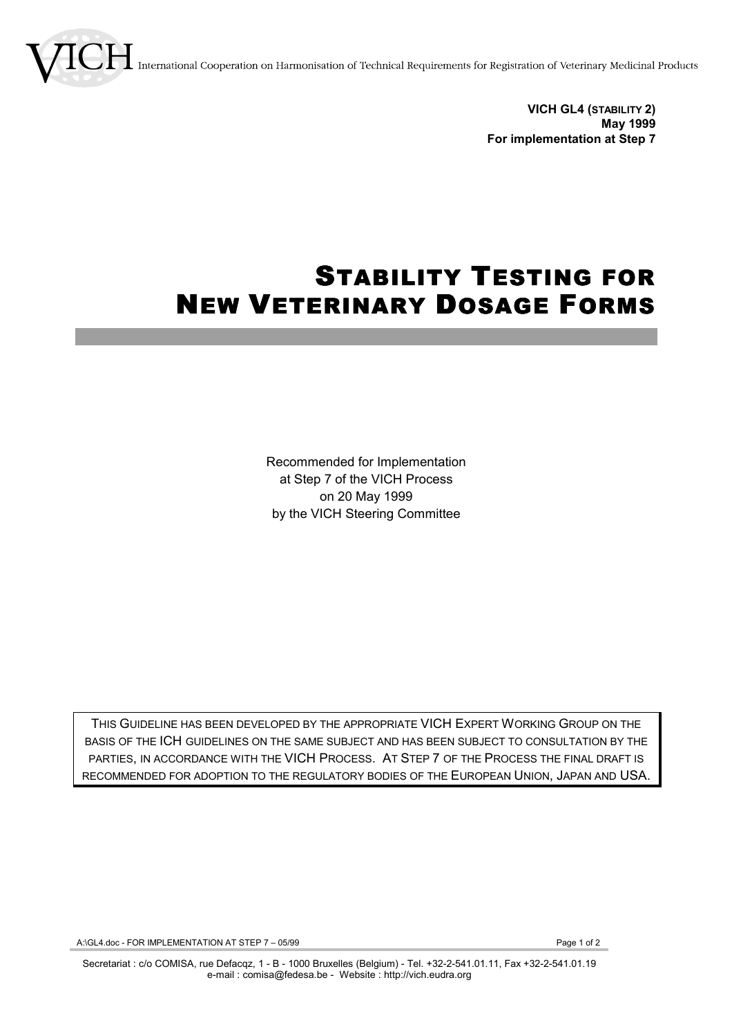VICH International Cooperation on Harmonisation of Technical Requirements for Registration of Veterinary Medicinal Products

**VICH GL4 (STABILITY 2)**
**May 1999**
**For implementation at Step 7**

# STABILITY TESTING FOR NEW VETERINARY DOSAGE FORMS

Recommended for Implementation
at Step 7 of the VICH Process
on 20 May 1999
by the VICH Steering Committee

THIS GUIDELINE HAS BEEN DEVELOPED BY THE APPROPRIATE VICH EXPERT WORKING GROUP ON THE BASIS OF THE ICH GUIDELINES ON THE SAME SUBJECT AND HAS BEEN SUBJECT TO CONSULTATION BY THE PARTIES, IN ACCORDANCE WITH THE VICH PROCESS. AT STEP 7 OF THE PROCESS THE FINAL DRAFT IS RECOMMENDED FOR ADOPTION TO THE REGULATORY BODIES OF THE EUROPEAN UNION, JAPAN AND USA.

Secretariat : c/o COMISA, rue Defacqz, 1 - B - 1000 Bruxelles (Belgium) - Tel. +32-2-541.01.11, Fax +32-2-541.01.19
e-mail : comisa@fedesa.be - Website : http://vich.eudra.org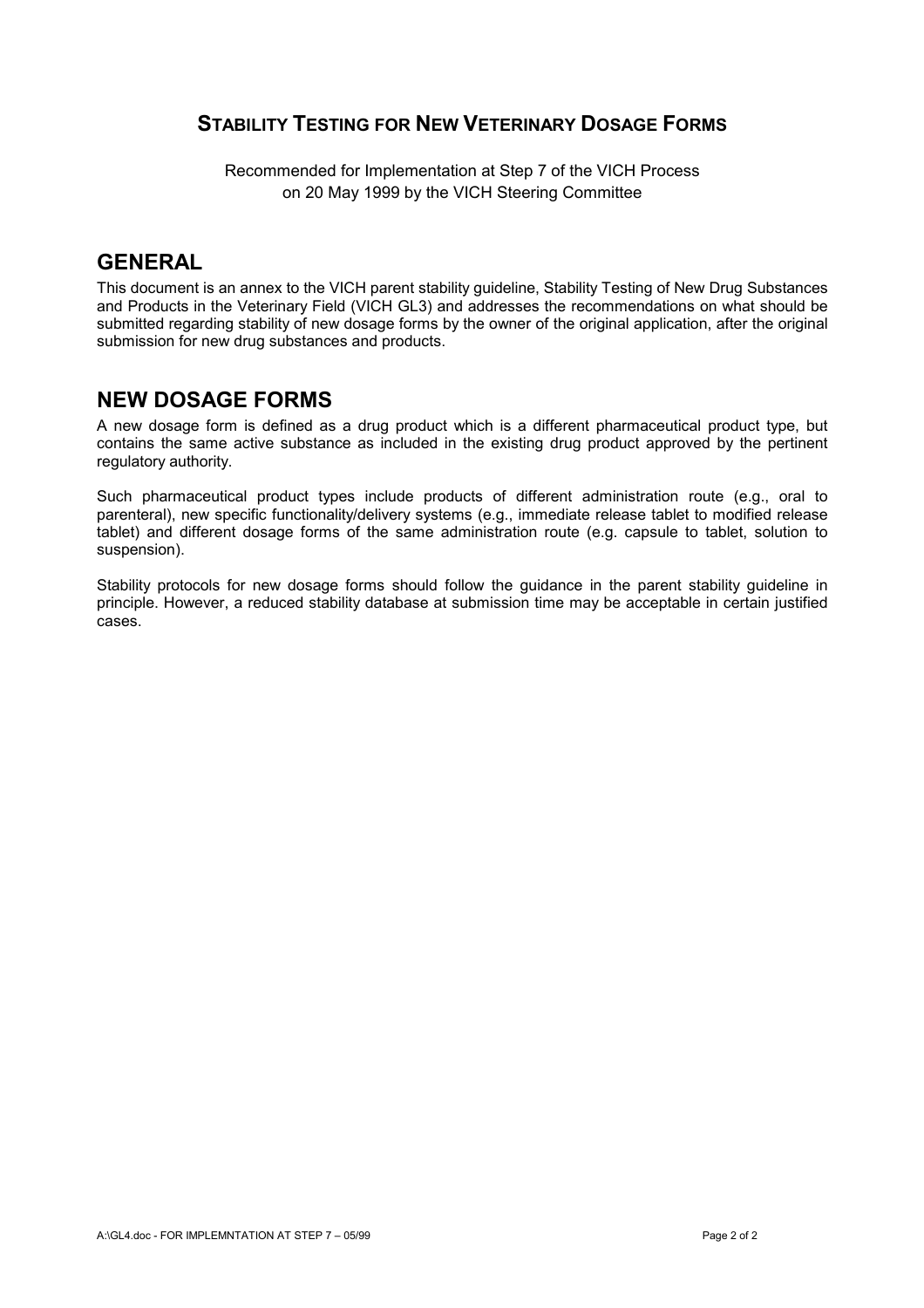# STABILITY TESTING FOR NEW VETERINARY DOSAGE FORMS

Recommended for Implementation at Step 7 of the VICH Process on 20 May 1999 by the VICH Steering Committee

## GENERAL

This document is an annex to the VICH parent stability guideline, Stability Testing of New Drug Substances and Products in the Veterinary Field (VICH GL3) and addresses the recommendations on what should be submitted regarding stability of new dosage forms by the owner of the original application, after the original submission for new drug substances and products.

## NEW DOSAGE FORMS

A new dosage form is defined as a drug product which is a different pharmaceutical product type, but contains the same active substance as included in the existing drug product approved by the pertinent regulatory authority.

Such pharmaceutical product types include products of different administration route (e.g., oral to parenteral), new specific functionality/delivery systems (e.g., immediate release tablet to modified release tablet) and different dosage forms of the same administration route (e.g. capsule to tablet, solution to suspension).

Stability protocols for new dosage forms should follow the guidance in the parent stability guideline in principle. However, a reduced stability database at submission time may be acceptable in certain justified cases.